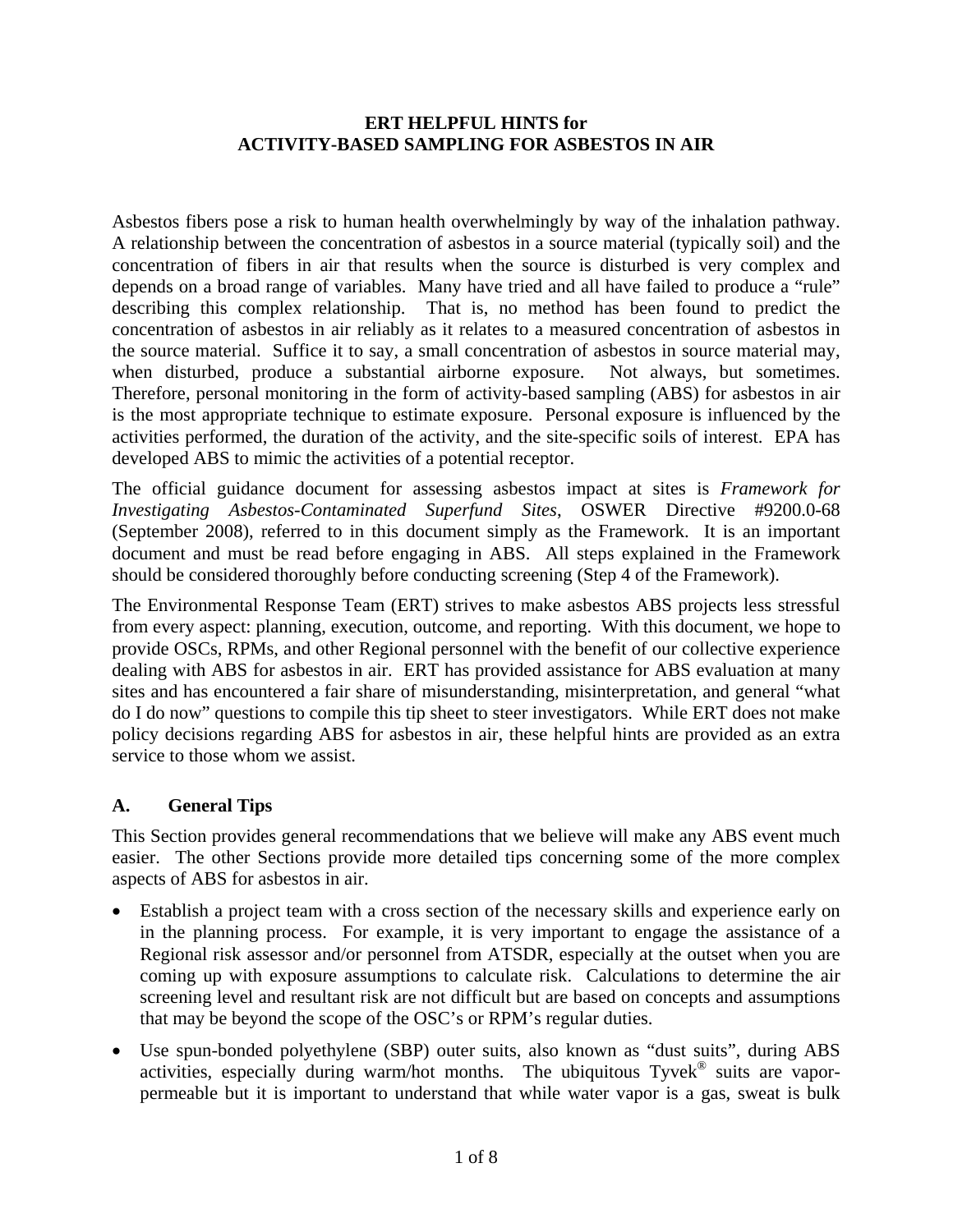**ERT HELPFUL HINTS for**
**ACTIVITY-BASED SAMPLING FOR ASBESTOS IN AIR**

Asbestos fibers pose a risk to human health overwhelmingly by way of the inhalation pathway. A relationship between the concentration of asbestos in a source material (typically soil) and the concentration of fibers in air that results when the source is disturbed is very complex and depends on a broad range of variables. Many have tried and all have failed to produce a "rule" describing this complex relationship. That is, no method has been found to predict the concentration of asbestos in air reliably as it relates to a measured concentration of asbestos in the source material. Suffice it to say, a small concentration of asbestos in source material may, when disturbed, produce a substantial airborne exposure. Not always, but sometimes. Therefore, personal monitoring in the form of activity-based sampling (ABS) for asbestos in air is the most appropriate technique to estimate exposure. Personal exposure is influenced by the activities performed, the duration of the activity, and the site-specific soils of interest. EPA has developed ABS to mimic the activities of a potential receptor.

The official guidance document for assessing asbestos impact at sites is *Framework for Investigating Asbestos-Contaminated Superfund Sites*, OSWER Directive #9200.0-68 (September 2008), referred to in this document simply as the Framework. It is an important document and must be read before engaging in ABS. All steps explained in the Framework should be considered thoroughly before conducting screening (Step 4 of the Framework).

The Environmental Response Team (ERT) strives to make asbestos ABS projects less stressful from every aspect: planning, execution, outcome, and reporting. With this document, we hope to provide OSCs, RPMs, and other Regional personnel with the benefit of our collective experience dealing with ABS for asbestos in air. ERT has provided assistance for ABS evaluation at many sites and has encountered a fair share of misunderstanding, misinterpretation, and general "what do I do now" questions to compile this tip sheet to steer investigators. While ERT does not make policy decisions regarding ABS for asbestos in air, these helpful hints are provided as an extra service to those whom we assist.

## A. General Tips

This Section provides general recommendations that we believe will make any ABS event much easier. The other Sections provide more detailed tips concerning some of the more complex aspects of ABS for asbestos in air.

- Establish a project team with a cross section of the necessary skills and experience early on in the planning process. For example, it is very important to engage the assistance of a Regional risk assessor and/or personnel from ATSDR, especially at the outset when you are coming up with exposure assumptions to calculate risk. Calculations to determine the air screening level and resultant risk are not difficult but are based on concepts and assumptions that may be beyond the scope of the OSC's or RPM's regular duties.
- Use spun-bonded polyethylene (SBP) outer suits, also known as "dust suits", during ABS activities, especially during warm/hot months. The ubiquitous Tyvek® suits are vapor-permeable but it is important to understand that while water vapor is a gas, sweat is bulk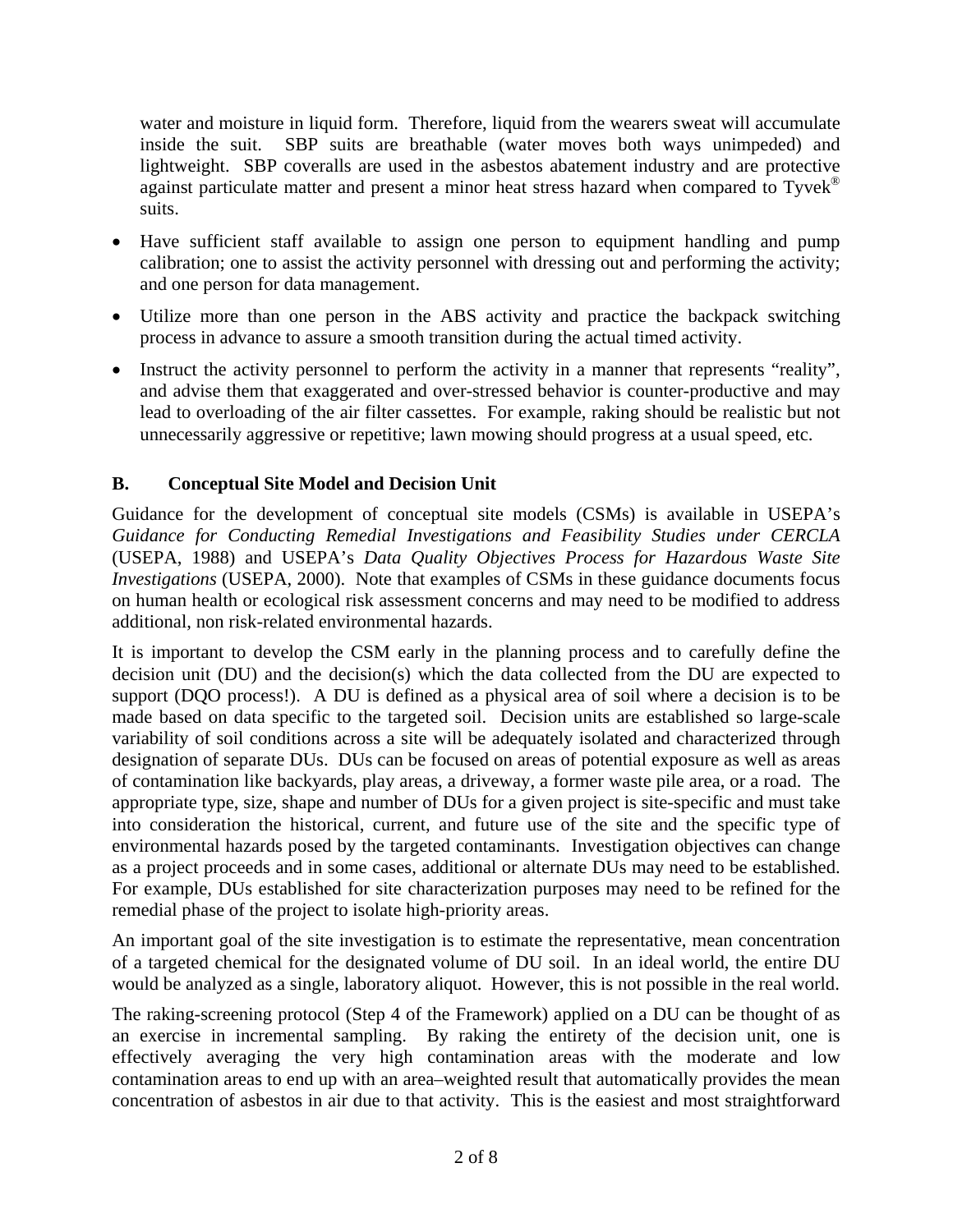water and moisture in liquid form. Therefore, liquid from the wearers sweat will accumulate inside the suit. SBP suits are breathable (water moves both ways unimpeded) and lightweight. SBP coveralls are used in the asbestos abatement industry and are protective against particulate matter and present a minor heat stress hazard when compared to Tyvek® suits.

- Have sufficient staff available to assign one person to equipment handling and pump calibration; one to assist the activity personnel with dressing out and performing the activity; and one person for data management.
- Utilize more than one person in the ABS activity and practice the backpack switching process in advance to assure a smooth transition during the actual timed activity.
- Instruct the activity personnel to perform the activity in a manner that represents "reality", and advise them that exaggerated and over-stressed behavior is counter-productive and may lead to overloading of the air filter cassettes. For example, raking should be realistic but not unnecessarily aggressive or repetitive; lawn mowing should progress at a usual speed, etc.

## B. Conceptual Site Model and Decision Unit

Guidance for the development of conceptual site models (CSMs) is available in USEPA's *Guidance for Conducting Remedial Investigations and Feasibility Studies under CERCLA* (USEPA, 1988) and USEPA's *Data Quality Objectives Process for Hazardous Waste Site Investigations* (USEPA, 2000). Note that examples of CSMs in these guidance documents focus on human health or ecological risk assessment concerns and may need to be modified to address additional, non risk-related environmental hazards.

It is important to develop the CSM early in the planning process and to carefully define the decision unit (DU) and the decision(s) which the data collected from the DU are expected to support (DQO process!). A DU is defined as a physical area of soil where a decision is to be made based on data specific to the targeted soil. Decision units are established so large-scale variability of soil conditions across a site will be adequately isolated and characterized through designation of separate DUs. DUs can be focused on areas of potential exposure as well as areas of contamination like backyards, play areas, a driveway, a former waste pile area, or a road. The appropriate type, size, shape and number of DUs for a given project is site-specific and must take into consideration the historical, current, and future use of the site and the specific type of environmental hazards posed by the targeted contaminants. Investigation objectives can change as a project proceeds and in some cases, additional or alternate DUs may need to be established. For example, DUs established for site characterization purposes may need to be refined for the remedial phase of the project to isolate high-priority areas.

An important goal of the site investigation is to estimate the representative, mean concentration of a targeted chemical for the designated volume of DU soil. In an ideal world, the entire DU would be analyzed as a single, laboratory aliquot. However, this is not possible in the real world.

The raking-screening protocol (Step 4 of the Framework) applied on a DU can be thought of as an exercise in incremental sampling. By raking the entirety of the decision unit, one is effectively averaging the very high contamination areas with the moderate and low contamination areas to end up with an area–weighted result that automatically provides the mean concentration of asbestos in air due to that activity. This is the easiest and most straightforward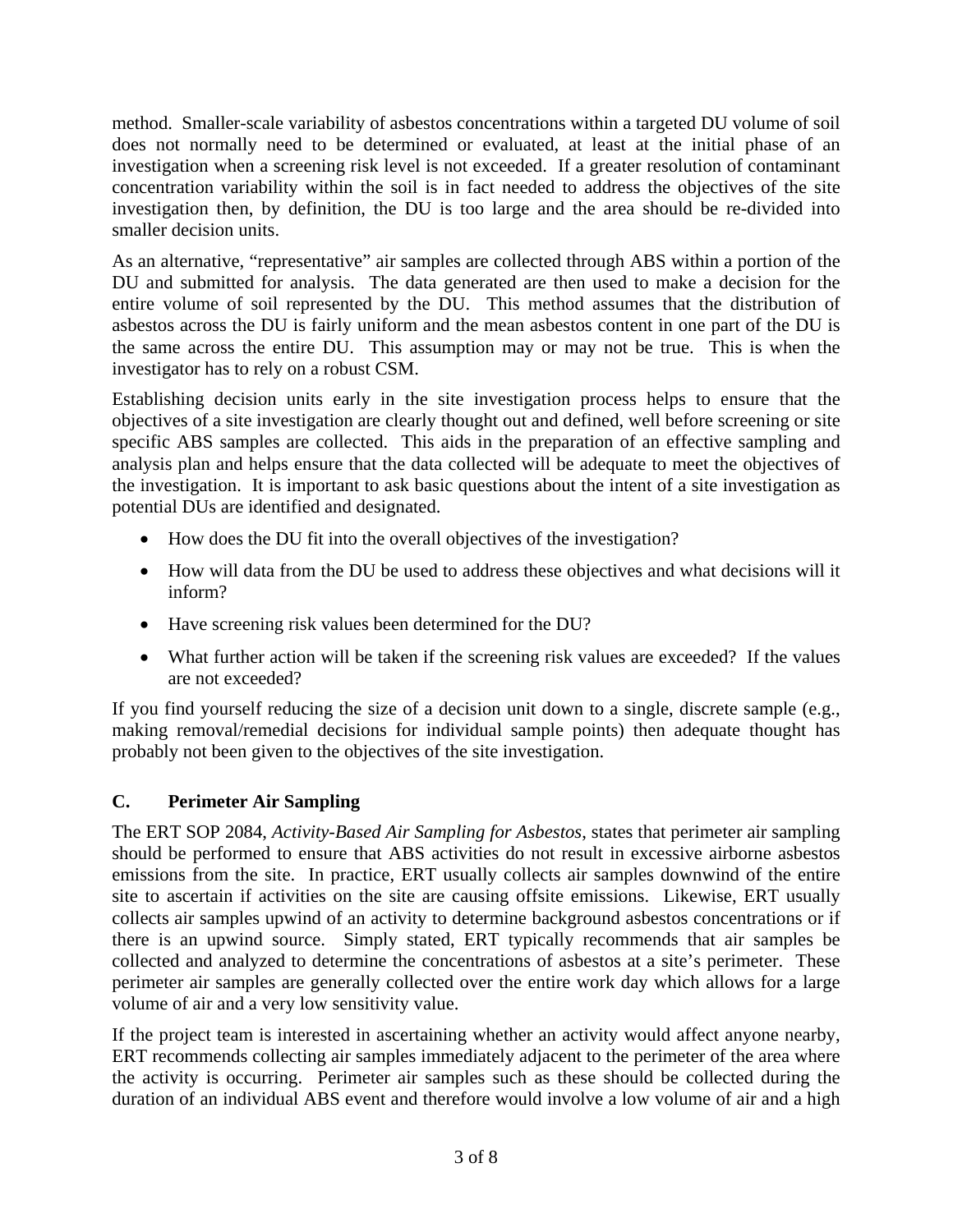method. Smaller-scale variability of asbestos concentrations within a targeted DU volume of soil does not normally need to be determined or evaluated, at least at the initial phase of an investigation when a screening risk level is not exceeded. If a greater resolution of contaminant concentration variability within the soil is in fact needed to address the objectives of the site investigation then, by definition, the DU is too large and the area should be re-divided into smaller decision units.

As an alternative, "representative" air samples are collected through ABS within a portion of the DU and submitted for analysis. The data generated are then used to make a decision for the entire volume of soil represented by the DU. This method assumes that the distribution of asbestos across the DU is fairly uniform and the mean asbestos content in one part of the DU is the same across the entire DU. This assumption may or may not be true. This is when the investigator has to rely on a robust CSM.

Establishing decision units early in the site investigation process helps to ensure that the objectives of a site investigation are clearly thought out and defined, well before screening or site specific ABS samples are collected. This aids in the preparation of an effective sampling and analysis plan and helps ensure that the data collected will be adequate to meet the objectives of the investigation. It is important to ask basic questions about the intent of a site investigation as potential DUs are identified and designated.

- How does the DU fit into the overall objectives of the investigation?
- How will data from the DU be used to address these objectives and what decisions will it inform?
- Have screening risk values been determined for the DU?
- What further action will be taken if the screening risk values are exceeded? If the values are not exceeded?

If you find yourself reducing the size of a decision unit down to a single, discrete sample (e.g., making removal/remedial decisions for individual sample points) then adequate thought has probably not been given to the objectives of the site investigation.

## C. Perimeter Air Sampling

The ERT SOP 2084, *Activity-Based Air Sampling for Asbestos*, states that perimeter air sampling should be performed to ensure that ABS activities do not result in excessive airborne asbestos emissions from the site. In practice, ERT usually collects air samples downwind of the entire site to ascertain if activities on the site are causing offsite emissions. Likewise, ERT usually collects air samples upwind of an activity to determine background asbestos concentrations or if there is an upwind source. Simply stated, ERT typically recommends that air samples be collected and analyzed to determine the concentrations of asbestos at a site's perimeter. These perimeter air samples are generally collected over the entire work day which allows for a large volume of air and a very low sensitivity value.

If the project team is interested in ascertaining whether an activity would affect anyone nearby, ERT recommends collecting air samples immediately adjacent to the perimeter of the area where the activity is occurring. Perimeter air samples such as these should be collected during the duration of an individual ABS event and therefore would involve a low volume of air and a high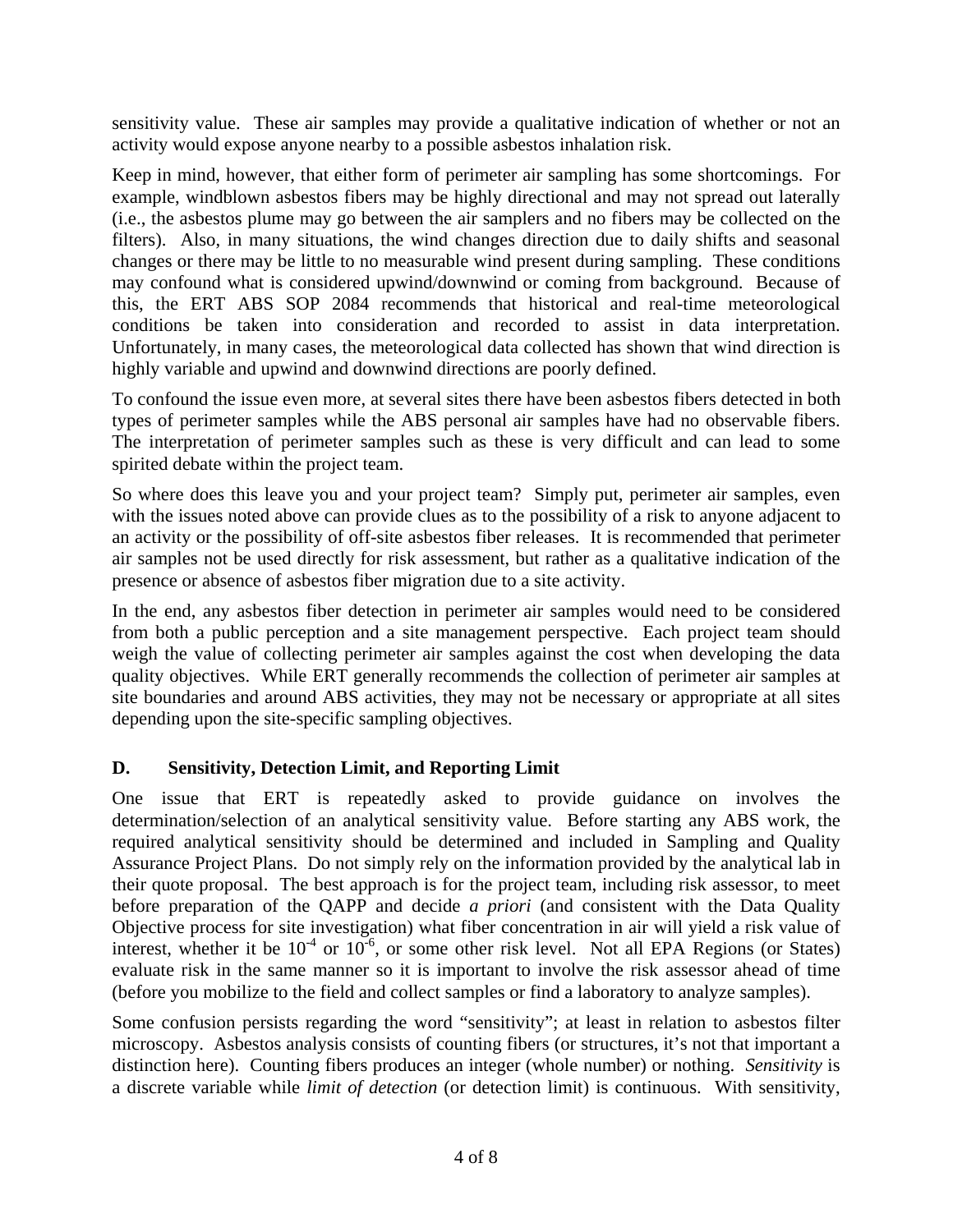sensitivity value. These air samples may provide a qualitative indication of whether or not an activity would expose anyone nearby to a possible asbestos inhalation risk.

Keep in mind, however, that either form of perimeter air sampling has some shortcomings. For example, windblown asbestos fibers may be highly directional and may not spread out laterally (i.e., the asbestos plume may go between the air samplers and no fibers may be collected on the filters). Also, in many situations, the wind changes direction due to daily shifts and seasonal changes or there may be little to no measurable wind present during sampling. These conditions may confound what is considered upwind/downwind or coming from background. Because of this, the ERT ABS SOP 2084 recommends that historical and real-time meteorological conditions be taken into consideration and recorded to assist in data interpretation. Unfortunately, in many cases, the meteorological data collected has shown that wind direction is highly variable and upwind and downwind directions are poorly defined.

To confound the issue even more, at several sites there have been asbestos fibers detected in both types of perimeter samples while the ABS personal air samples have had no observable fibers. The interpretation of perimeter samples such as these is very difficult and can lead to some spirited debate within the project team.

So where does this leave you and your project team? Simply put, perimeter air samples, even with the issues noted above can provide clues as to the possibility of a risk to anyone adjacent to an activity or the possibility of off-site asbestos fiber releases. It is recommended that perimeter air samples not be used directly for risk assessment, but rather as a qualitative indication of the presence or absence of asbestos fiber migration due to a site activity.

In the end, any asbestos fiber detection in perimeter air samples would need to be considered from both a public perception and a site management perspective. Each project team should weigh the value of collecting perimeter air samples against the cost when developing the data quality objectives. While ERT generally recommends the collection of perimeter air samples at site boundaries and around ABS activities, they may not be necessary or appropriate at all sites depending upon the site-specific sampling objectives.

## D. Sensitivity, Detection Limit, and Reporting Limit

One issue that ERT is repeatedly asked to provide guidance on involves the determination/selection of an analytical sensitivity value. Before starting any ABS work, the required analytical sensitivity should be determined and included in Sampling and Quality Assurance Project Plans. Do not simply rely on the information provided by the analytical lab in their quote proposal. The best approach is for the project team, including risk assessor, to meet before preparation of the QAPP and decide *a priori* (and consistent with the Data Quality Objective process for site investigation) what fiber concentration in air will yield a risk value of interest, whether it be $10^{-4}$ or $10^{-6}$, or some other risk level. Not all EPA Regions (or States) evaluate risk in the same manner so it is important to involve the risk assessor ahead of time (before you mobilize to the field and collect samples or find a laboratory to analyze samples).

Some confusion persists regarding the word "sensitivity"; at least in relation to asbestos filter microscopy. Asbestos analysis consists of counting fibers (or structures, it's not that important a distinction here). Counting fibers produces an integer (whole number) or nothing. *Sensitivity* is a discrete variable while *limit of detection* (or detection limit) is continuous. With sensitivity,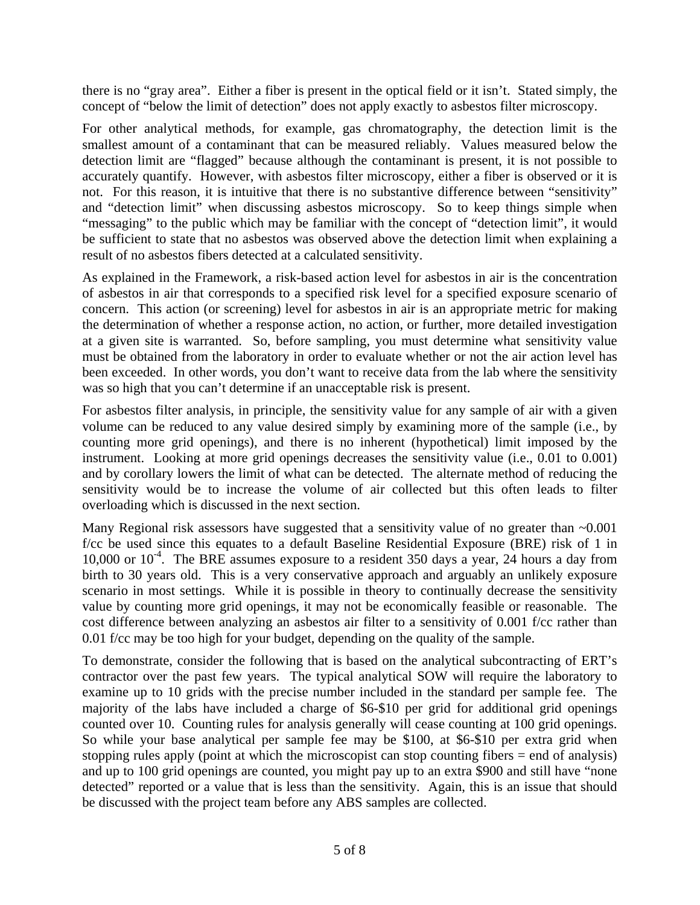there is no "gray area". Either a fiber is present in the optical field or it isn't. Stated simply, the concept of "below the limit of detection" does not apply exactly to asbestos filter microscopy.

For other analytical methods, for example, gas chromatography, the detection limit is the smallest amount of a contaminant that can be measured reliably. Values measured below the detection limit are "flagged" because although the contaminant is present, it is not possible to accurately quantify. However, with asbestos filter microscopy, either a fiber is observed or it is not. For this reason, it is intuitive that there is no substantive difference between "sensitivity" and "detection limit" when discussing asbestos microscopy. So to keep things simple when "messaging" to the public which may be familiar with the concept of "detection limit", it would be sufficient to state that no asbestos was observed above the detection limit when explaining a result of no asbestos fibers detected at a calculated sensitivity.

As explained in the Framework, a risk-based action level for asbestos in air is the concentration of asbestos in air that corresponds to a specified risk level for a specified exposure scenario of concern. This action (or screening) level for asbestos in air is an appropriate metric for making the determination of whether a response action, no action, or further, more detailed investigation at a given site is warranted. So, before sampling, you must determine what sensitivity value must be obtained from the laboratory in order to evaluate whether or not the air action level has been exceeded. In other words, you don't want to receive data from the lab where the sensitivity was so high that you can't determine if an unacceptable risk is present.

For asbestos filter analysis, in principle, the sensitivity value for any sample of air with a given volume can be reduced to any value desired simply by examining more of the sample (i.e., by counting more grid openings), and there is no inherent (hypothetical) limit imposed by the instrument. Looking at more grid openings decreases the sensitivity value (i.e., 0.01 to 0.001) and by corollary lowers the limit of what can be detected. The alternate method of reducing the sensitivity would be to increase the volume of air collected but this often leads to filter overloading which is discussed in the next section.

Many Regional risk assessors have suggested that a sensitivity value of no greater than ~0.001 f/cc be used since this equates to a default Baseline Residential Exposure (BRE) risk of 1 in 10,000 or $10^{-4}$. The BRE assumes exposure to a resident 350 days a year, 24 hours a day from birth to 30 years old. This is a very conservative approach and arguably an unlikely exposure scenario in most settings. While it is possible in theory to continually decrease the sensitivity value by counting more grid openings, it may not be economically feasible or reasonable. The cost difference between analyzing an asbestos air filter to a sensitivity of 0.001 f/cc rather than 0.01 f/cc may be too high for your budget, depending on the quality of the sample.

To demonstrate, consider the following that is based on the analytical subcontracting of ERT's contractor over the past few years. The typical analytical SOW will require the laboratory to examine up to 10 grids with the precise number included in the standard per sample fee. The majority of the labs have included a charge of $6-$10 per grid for additional grid openings counted over 10. Counting rules for analysis generally will cease counting at 100 grid openings. So while your base analytical per sample fee may be $100, at $6-$10 per extra grid when stopping rules apply (point at which the microscopist can stop counting fibers = end of analysis) and up to 100 grid openings are counted, you might pay up to an extra $900 and still have "none detected" reported or a value that is less than the sensitivity. Again, this is an issue that should be discussed with the project team before any ABS samples are collected.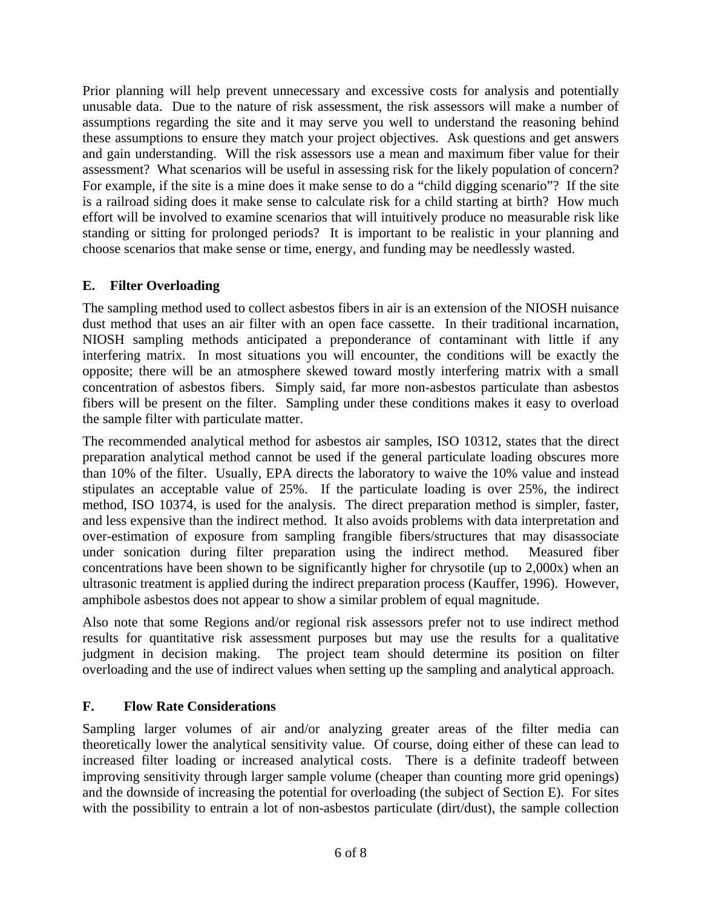Prior planning will help prevent unnecessary and excessive costs for analysis and potentially unusable data. Due to the nature of risk assessment, the risk assessors will make a number of assumptions regarding the site and it may serve you well to understand the reasoning behind these assumptions to ensure they match your project objectives. Ask questions and get answers and gain understanding. Will the risk assessors use a mean and maximum fiber value for their assessment? What scenarios will be useful in assessing risk for the likely population of concern? For example, if the site is a mine does it make sense to do a "child digging scenario"? If the site is a railroad siding does it make sense to calculate risk for a child starting at birth? How much effort will be involved to examine scenarios that will intuitively produce no measurable risk like standing or sitting for prolonged periods? It is important to be realistic in your planning and choose scenarios that make sense or time, energy, and funding may be needlessly wasted.

### E. Filter Overloading

The sampling method used to collect asbestos fibers in air is an extension of the NIOSH nuisance dust method that uses an air filter with an open face cassette. In their traditional incarnation, NIOSH sampling methods anticipated a preponderance of contaminant with little if any interfering matrix. In most situations you will encounter, the conditions will be exactly the opposite; there will be an atmosphere skewed toward mostly interfering matrix with a small concentration of asbestos fibers. Simply said, far more non-asbestos particulate than asbestos fibers will be present on the filter. Sampling under these conditions makes it easy to overload the sample filter with particulate matter.

The recommended analytical method for asbestos air samples, ISO 10312, states that the direct preparation analytical method cannot be used if the general particulate loading obscures more than 10% of the filter. Usually, EPA directs the laboratory to waive the 10% value and instead stipulates an acceptable value of 25%. If the particulate loading is over 25%, the indirect method, ISO 10374, is used for the analysis. The direct preparation method is simpler, faster, and less expensive than the indirect method. It also avoids problems with data interpretation and over-estimation of exposure from sampling frangible fibers/structures that may disassociate under sonication during filter preparation using the indirect method. Measured fiber concentrations have been shown to be significantly higher for chrysotile (up to 2,000x) when an ultrasonic treatment is applied during the indirect preparation process (Kauffer, 1996). However, amphibole asbestos does not appear to show a similar problem of equal magnitude.

Also note that some Regions and/or regional risk assessors prefer not to use indirect method results for quantitative risk assessment purposes but may use the results for a qualitative judgment in decision making. The project team should determine its position on filter overloading and the use of indirect values when setting up the sampling and analytical approach.

### F. Flow Rate Considerations

Sampling larger volumes of air and/or analyzing greater areas of the filter media can theoretically lower the analytical sensitivity value. Of course, doing either of these can lead to increased filter loading or increased analytical costs. There is a definite tradeoff between improving sensitivity through larger sample volume (cheaper than counting more grid openings) and the downside of increasing the potential for overloading (the subject of Section E). For sites with the possibility to entrain a lot of non-asbestos particulate (dirt/dust), the sample collection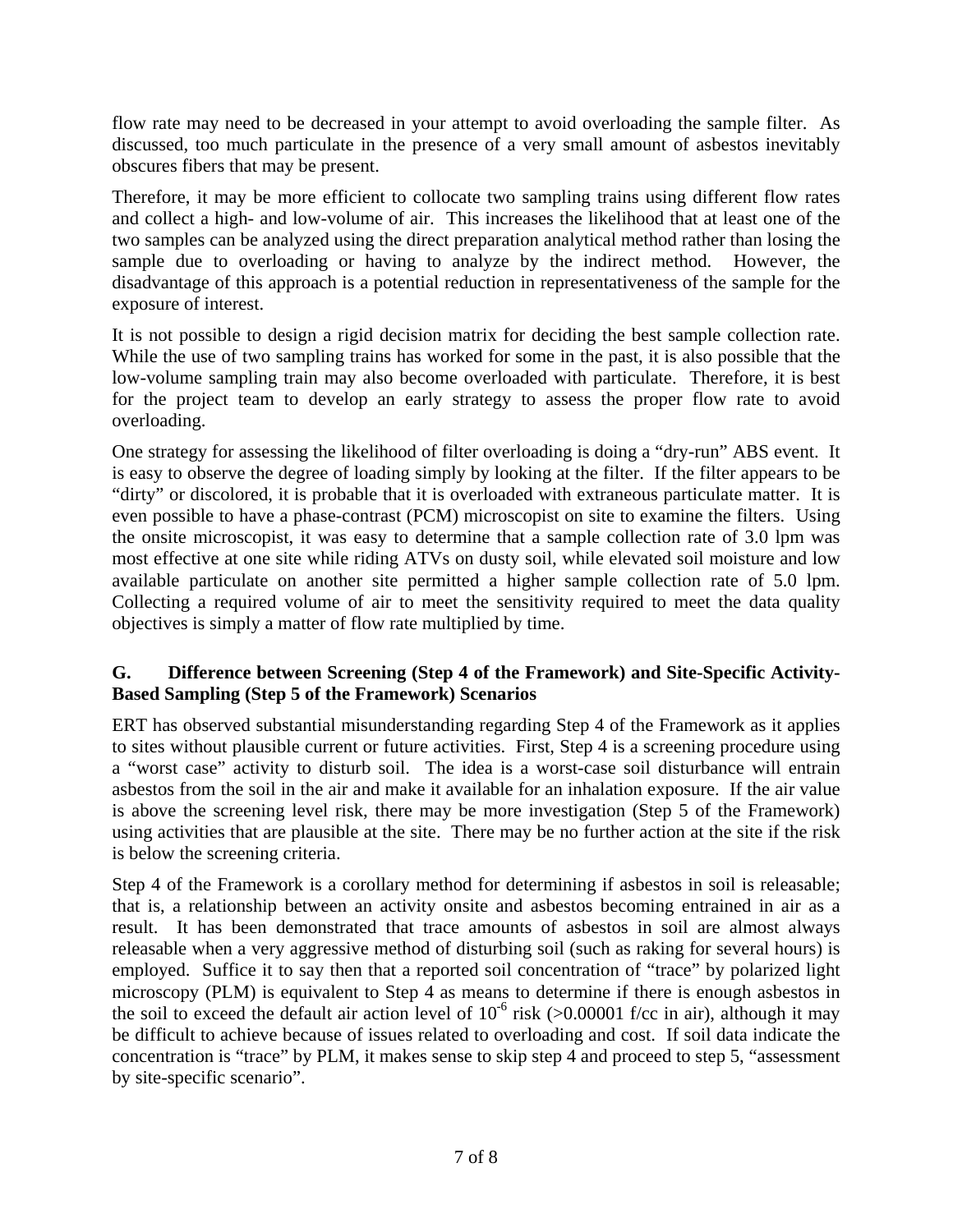flow rate may need to be decreased in your attempt to avoid overloading the sample filter. As discussed, too much particulate in the presence of a very small amount of asbestos inevitably obscures fibers that may be present.

Therefore, it may be more efficient to collocate two sampling trains using different flow rates and collect a high- and low-volume of air. This increases the likelihood that at least one of the two samples can be analyzed using the direct preparation analytical method rather than losing the sample due to overloading or having to analyze by the indirect method. However, the disadvantage of this approach is a potential reduction in representativeness of the sample for the exposure of interest.

It is not possible to design a rigid decision matrix for deciding the best sample collection rate. While the use of two sampling trains has worked for some in the past, it is also possible that the low-volume sampling train may also become overloaded with particulate. Therefore, it is best for the project team to develop an early strategy to assess the proper flow rate to avoid overloading.

One strategy for assessing the likelihood of filter overloading is doing a "dry-run" ABS event. It is easy to observe the degree of loading simply by looking at the filter. If the filter appears to be "dirty" or discolored, it is probable that it is overloaded with extraneous particulate matter. It is even possible to have a phase-contrast (PCM) microscopist on site to examine the filters. Using the onsite microscopist, it was easy to determine that a sample collection rate of 3.0 lpm was most effective at one site while riding ATVs on dusty soil, while elevated soil moisture and low available particulate on another site permitted a higher sample collection rate of 5.0 lpm. Collecting a required volume of air to meet the sensitivity required to meet the data quality objectives is simply a matter of flow rate multiplied by time.

### G. Difference between Screening (Step 4 of the Framework) and Site-Specific Activity-Based Sampling (Step 5 of the Framework) Scenarios

ERT has observed substantial misunderstanding regarding Step 4 of the Framework as it applies to sites without plausible current or future activities. First, Step 4 is a screening procedure using a "worst case" activity to disturb soil. The idea is a worst-case soil disturbance will entrain asbestos from the soil in the air and make it available for an inhalation exposure. If the air value is above the screening level risk, there may be more investigation (Step 5 of the Framework) using activities that are plausible at the site. There may be no further action at the site if the risk is below the screening criteria.

Step 4 of the Framework is a corollary method for determining if asbestos in soil is releasable; that is, a relationship between an activity onsite and asbestos becoming entrained in air as a result. It has been demonstrated that trace amounts of asbestos in soil are almost always releasable when a very aggressive method of disturbing soil (such as raking for several hours) is employed. Suffice it to say then that a reported soil concentration of "trace" by polarized light microscopy (PLM) is equivalent to Step 4 as means to determine if there is enough asbestos in the soil to exceed the default air action level of $10^{-6}$ risk (>0.00001 f/cc in air), although it may be difficult to achieve because of issues related to overloading and cost. If soil data indicate the concentration is "trace" by PLM, it makes sense to skip step 4 and proceed to step 5, "assessment by site-specific scenario".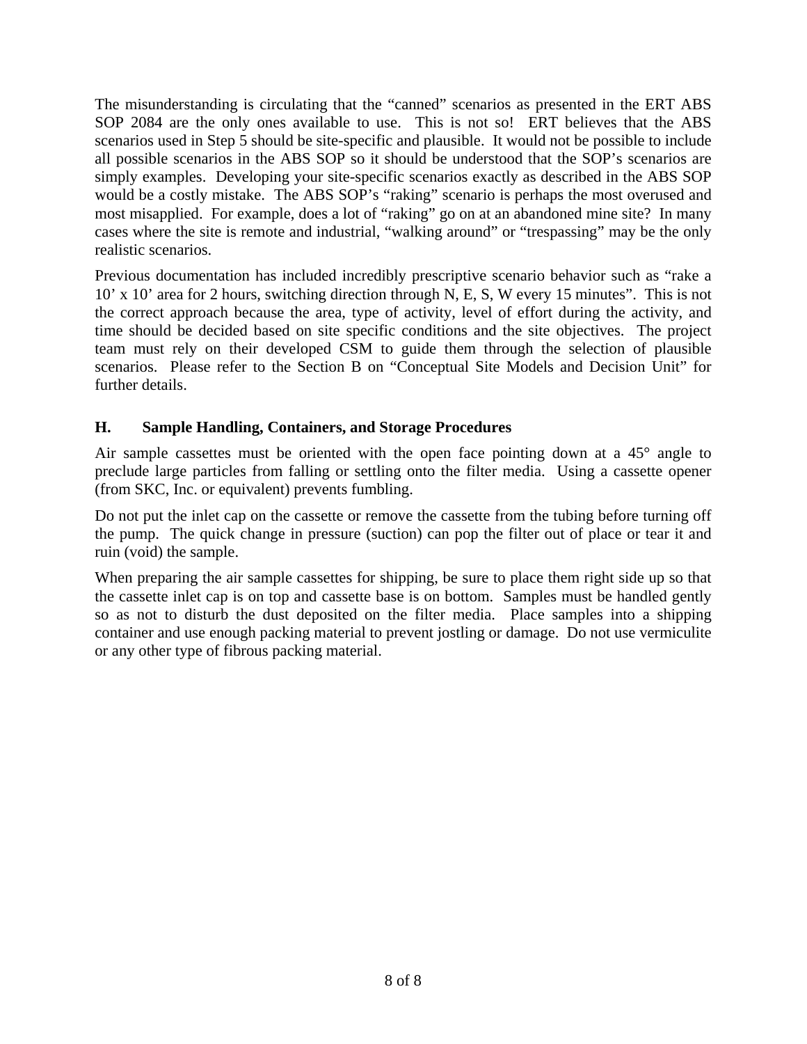The misunderstanding is circulating that the "canned" scenarios as presented in the ERT ABS SOP 2084 are the only ones available to use. This is not so! ERT believes that the ABS scenarios used in Step 5 should be site-specific and plausible. It would not be possible to include all possible scenarios in the ABS SOP so it should be understood that the SOP's scenarios are simply examples. Developing your site-specific scenarios exactly as described in the ABS SOP would be a costly mistake. The ABS SOP's "raking" scenario is perhaps the most overused and most misapplied. For example, does a lot of "raking" go on at an abandoned mine site? In many cases where the site is remote and industrial, "walking around" or "trespassing" may be the only realistic scenarios.

Previous documentation has included incredibly prescriptive scenario behavior such as "rake a 10' x 10' area for 2 hours, switching direction through N, E, S, W every 15 minutes". This is not the correct approach because the area, type of activity, level of effort during the activity, and time should be decided based on site specific conditions and the site objectives. The project team must rely on their developed CSM to guide them through the selection of plausible scenarios. Please refer to the Section B on "Conceptual Site Models and Decision Unit" for further details.

## H. Sample Handling, Containers, and Storage Procedures

Air sample cassettes must be oriented with the open face pointing down at a 45° angle to preclude large particles from falling or settling onto the filter media. Using a cassette opener (from SKC, Inc. or equivalent) prevents fumbling.

Do not put the inlet cap on the cassette or remove the cassette from the tubing before turning off the pump. The quick change in pressure (suction) can pop the filter out of place or tear it and ruin (void) the sample.

When preparing the air sample cassettes for shipping, be sure to place them right side up so that the cassette inlet cap is on top and cassette base is on bottom. Samples must be handled gently so as not to disturb the dust deposited on the filter media. Place samples into a shipping container and use enough packing material to prevent jostling or damage. Do not use vermiculite or any other type of fibrous packing material.